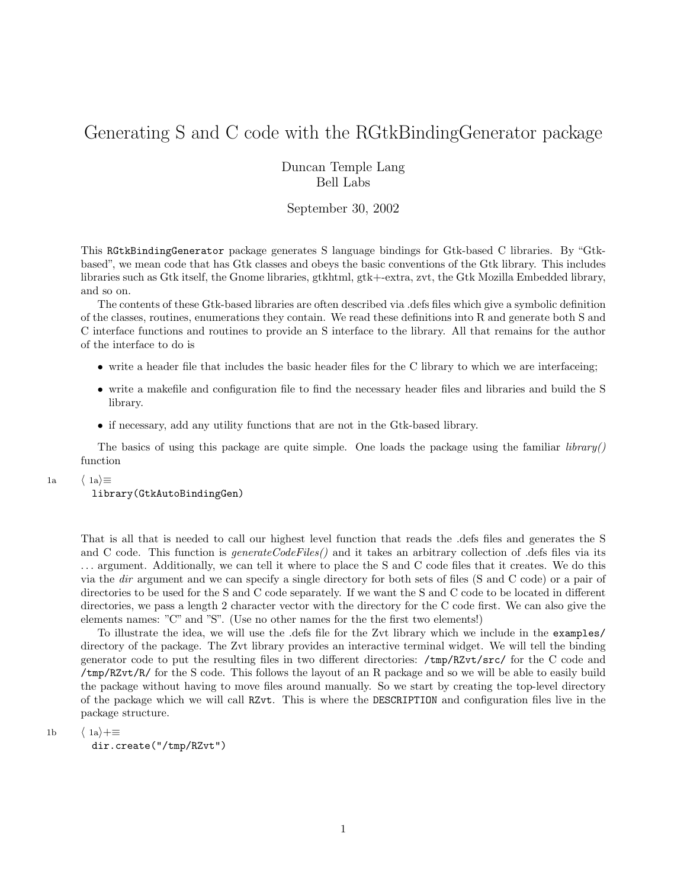# Generating S and C code with the RGtkBindingGenerator package

Duncan Temple Lang
Bell Labs

September 30, 2002

This RGtkBindingGenerator package generates S language bindings for Gtk-based C libraries. By "Gtk-based", we mean code that has Gtk classes and obeys the basic conventions of the Gtk library. This includes libraries such as Gtk itself, the Gnome libraries, gtkhtml, gtk+-extra, zvt, the Gtk Mozilla Embedded library, and so on.

The contents of these Gtk-based libraries are often described via .defs files which give a symbolic definition of the classes, routines, enumerations they contain. We read these definitions into R and generate both S and C interface functions and routines to provide an S interface to the library. All that remains for the author of the interface to do is

- write a header file that includes the basic header files for the C library to which we are interfaceing;
- write a makefile and configuration file to find the necessary header files and libraries and build the S library.
- if necessary, add any utility functions that are not in the Gtk-based library.

The basics of using this package are quite simple. One loads the package using the familiar *library()* function

1a ⟨ 1a⟩≡

```
library(GtkAutoBindingGen)
```

That is all that is needed to call our highest level function that reads the .defs files and generates the S and C code. This function is *generateCodeFiles()* and it takes an arbitrary collection of .defs files via its ... argument. Additionally, we can tell it where to place the S and C code files that it creates. We do this via the *dir* argument and we can specify a single directory for both sets of files (S and C code) or a pair of directories to be used for the S and C code separately. If we want the S and C code to be located in different directories, we pass a length 2 character vector with the directory for the C code first. We can also give the elements names: "C" and "S". (Use no other names for the the first two elements!)

To illustrate the idea, we will use the .defs file for the Zvt library which we include in the `examples/` directory of the package. The Zvt library provides an interactive terminal widget. We will tell the binding generator code to put the resulting files in two different directories: `/tmp/RZvt/src/` for the C code and `/tmp/RZvt/R/` for the S code. This follows the layout of an R package and so we will be able to easily build the package without having to move files around manually. So we start by creating the top-level directory of the package which we will call `RZvt`. This is where the `DESCRIPTION` and configuration files live in the package structure.

1b ⟨ 1a⟩+≡

```
dir.create("/tmp/RZvt")
```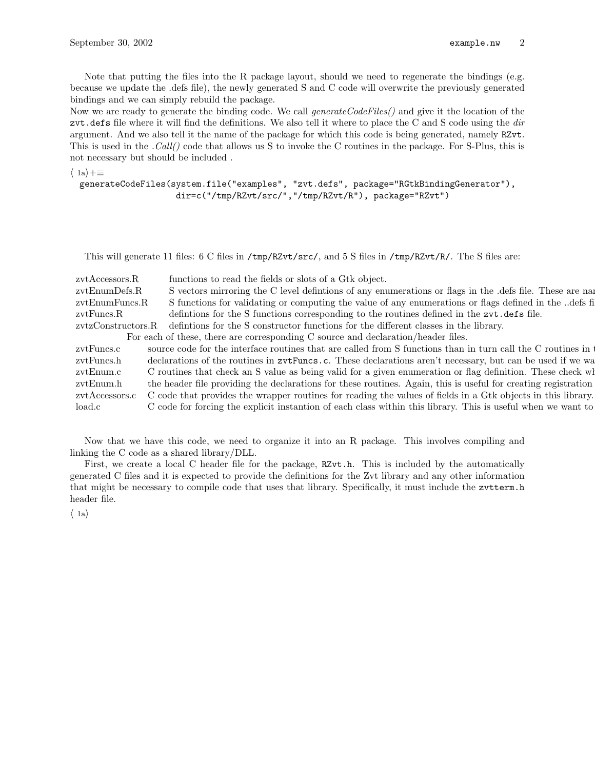Note that putting the files into the R package layout, should we need to regenerate the bindings (e.g. because we update the .defs file), the newly generated S and C code will overwrite the previously generated bindings and we can simply rebuild the package.
Now we are ready to generate the binding code. We call *generateCodeFiles()* and give it the location of the `zvt.defs` file where it will find the definitions. We also tell it where to place the C and S code using the *dir* argument. And we also tell it the name of the package for which this code is being generated, namely `RZvt`. This is used in the *.Call()* code that allows us S to invoke the C routines in the package. For S-Plus, this is not necessary but should be included .

⟨ 1a⟩+≡

```
generateCodeFiles(system.file("examples", "zvt.defs", package="RGtkBindingGenerator"),
                  dir=c("/tmp/RZvt/src/","/tmp/RZvt/R"), package="RZvt")
```

This will generate 11 files: 6 C files in `/tmp/RZvt/src/`, and 5 S files in `/tmp/RZvt/R/`. The S files are:

| | |
|---|---|
| zvtAccessors.R | functions to read the fields or slots of a Gtk object. |
| zvtEnumDefs.R | S vectors mirroring the C level defintions of any enumerations or flags in the .defs file. These are nar |
| zvtEnumFuncs.R | S functions for validating or computing the value of any enumerations or flags defined in the ..defs fi |
| zvtFuncs.R | defintions for the S functions corresponding to the routines defined in the `zvt.defs` file. |
| zvtzConstructors.R | defintions for the S constructor functions for the different classes in the library. |

For each of these, there are corresponding C source and declaration/header files.

| | |
|---|---|
| zvtFuncs.c | source code for the interface routines that are called from S functions than in turn call the C routines in t |
| zvtFuncs.h | declarations of the routines in `zvtFuncs.c`. These declarations aren't necessary, but can be used if we wa |
| zvtEnum.c | C routines that check an S value as being valid for a given enumeration or flag definition. These check wh |
| zvtEnum.h | the header file providing the declarations for these routines. Again, this is useful for creating registration |
| zvtAccessors.c | C code that provides the wrapper routines for reading the values of fields in a Gtk objects in this library. |
| load.c | C code for forcing the explicit instantion of each class within this library. This is useful when we want to |

Now that we have this code, we need to organize it into an R package. This involves compiling and linking the C code as a shared library/DLL.

First, we create a local C header file for the package, `RZvt.h`. This is included by the automatically generated C files and it is expected to provide the definitions for the Zvt library and any other information that might be necessary to compile code that uses that library. Specifically, it must include the `zvtterm.h` header file.

⟨ 1a⟩